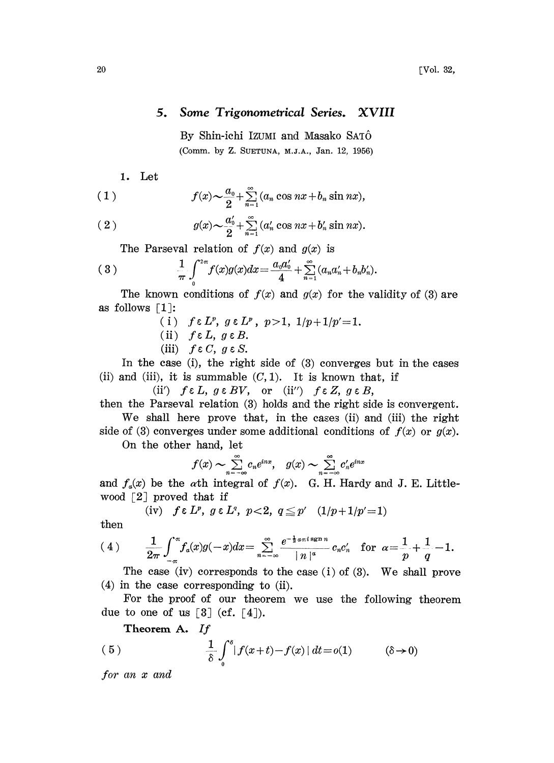# 5. *Some Trigonometrical Series. XVIII*

By Shin-ichi IZUMI and Masako SATÔ

(Comm. by Z. SUETUNA, M.J.A., Jan. 12, 1956)

1. Let

$$f(x)\sim\frac{a_0}{2}+\sum_{n=1}^{\infty}(a_n\cos nx+b_n\sin nx), \tag{1}$$

$$g(x)\sim\frac{a_0'}{2}+\sum_{n=1}^{\infty}(a_n'\cos nx+b_n'\sin nx). \tag{2}$$

The Parseval relation of $f(x)$ and $g(x)$ is

$$\frac{1}{\pi}\int_0^{2\pi}f(x)g(x)dx=\frac{a_0a_0'}{4}+\sum_{n=1}^{\infty}(a_na_n'+b_nb_n'). \tag{3}$$

The known conditions of $f(x)$ and $g(x)$ for the validity of (3) are as follows [1]:

(i) $f\in L^p,\ g\in L^{p'},\ p>1,\ 1/p+1/p'=1.$

(ii) $f\in L,\ g\in B.$

(iii) $f\in C,\ g\in S.$

In the case (i), the right side of (3) converges but in the cases (ii) and (iii), it is summable $(C,1)$. It is known that, if

(ii') $f\in L,\ g\in BV,$ or (ii'') $f\in Z,\ g\in B,$

then the Parseval relation (3) holds and the right side is convergent.

We shall here prove that, in the cases (ii) and (iii) the right side of (3) converges under some additional conditions of $f(x)$ or $g(x)$.

On the other hand, let

$$f(x)\sim\sum_{n=-\infty}^{\infty}c_ne^{inx},\quad g(x)\sim\sum_{n=-\infty}^{\infty}c_n'e^{inx}$$

and $f_\alpha(x)$ be the $\alpha$th integral of $f(x)$. G. H. Hardy and J. E. Littlewood [2] proved that if

(iv) $f\in L^p,\ g\in L^q,\ p<2,\ q\leqq p'\ \ (1/p+1/p'=1)$

then

$$\frac{1}{2\pi}\int_{-\pi}^{\pi}f_\alpha(x)g(-x)dx=\sum_{n=-\infty}^{\infty}\frac{e^{-\frac{1}{2}\alpha\pi i\,\mathrm{sgn}\,n}}{|n|^\alpha}c_nc_n'\quad\text{for }\alpha=\frac{1}{p}+\frac{1}{q}-1. \tag{4}$$

The case (iv) corresponds to the case (i) of (3). We shall prove (4) in the case corresponding to (ii).

For the proof of our theorem we use the following theorem due to one of us [3] (cf. [4]).

**Theorem A.** *If*

$$\frac{1}{\delta}\int_0^{\delta}|f(x+t)-f(x)|\,dt=o(1)\qquad(\delta\to 0) \tag{5}$$

*for an $x$ and*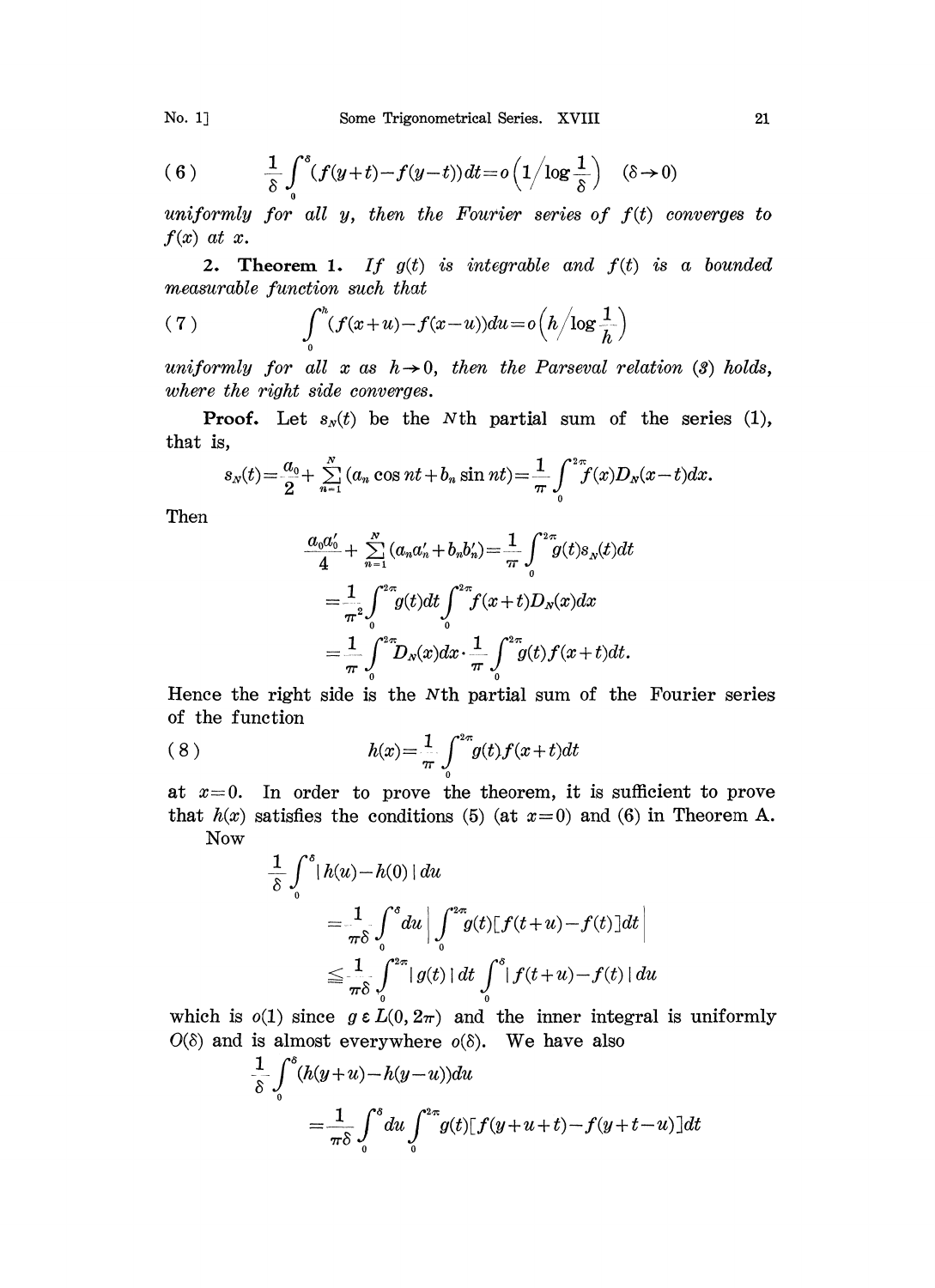$$(6) \qquad \frac{1}{\delta}\int_0^\delta (f(y+t)-f(y-t))\,dt = o\left(1\Big/\log\frac{1}{\delta}\right) \quad (\delta \to 0)$$

*uniformly for all* $y$, *then the Fourier series of* $f(t)$ *converges to* $f(x)$ *at* $x$.

**2. Theorem 1.** *If* $g(t)$ *is integrable and* $f(t)$ *is a bounded measurable function such that*

$$(7) \qquad \int_0^h (f(x+u)-f(x-u))\,du = o\left(h\Big/\log\frac{1}{h}\right)$$

*uniformly for all* $x$ *as* $h \to 0$, *then the Parseval relation (3) holds, where the right side converges.*

**Proof.** Let $s_N(t)$ be the $N$th partial sum of the series (1), that is,

$$s_N(t) = \frac{a_0}{2} + \sum_{n=1}^N (a_n \cos nt + b_n \sin nt) = \frac{1}{\pi}\int_0^{2\pi} f(x) D_N(x-t)\,dx.$$

Then

$$\begin{aligned}
\frac{a_0 a_0'}{4} + \sum_{n=1}^N (a_n a_n' + b_n b_n') &= \frac{1}{\pi}\int_0^{2\pi} g(t) s_N(t)\,dt \\
&= \frac{1}{\pi^2}\int_0^{2\pi} g(t)\,dt \int_0^{2\pi} f(x+t) D_N(x)\,dx \\
&= \frac{1}{\pi}\int_0^{2\pi} D_N(x)\,dx \cdot \frac{1}{\pi}\int_0^{2\pi} g(t) f(x+t)\,dt.
\end{aligned}$$

Hence the right side is the $N$th partial sum of the Fourier series of the function

$$(8) \qquad h(x) = \frac{1}{\pi}\int_0^{2\pi} g(t) f(x+t)\,dt$$

at $x=0$. In order to prove the theorem, it is sufficient to prove that $h(x)$ satisfies the conditions (5) (at $x=0$) and (6) in Theorem A.

Now

$$\begin{aligned}
&\frac{1}{\delta}\int_0^\delta |h(u)-h(0)|\,du \\
&\qquad = \frac{1}{\pi\delta}\int_0^\delta du \left| \int_0^{2\pi} g(t)[f(t+u)-f(t)]\,dt \right| \\
&\qquad \leqq \frac{1}{\pi\delta}\int_0^{2\pi} |g(t)|\,dt \int_0^\delta |f(t+u)-f(t)|\,du
\end{aligned}$$

which is $o(1)$ since $g \in L(0, 2\pi)$ and the inner integral is uniformly $O(\delta)$ and is almost everywhere $o(\delta)$. We have also

$$\begin{aligned}
&\frac{1}{\delta}\int_0^\delta (h(y+u)-h(y-u))\,du \\
&\qquad = \frac{1}{\pi\delta}\int_0^\delta du \int_0^{2\pi} g(t)[f(y+u+t)-f(y+t-u)]\,dt
\end{aligned}$$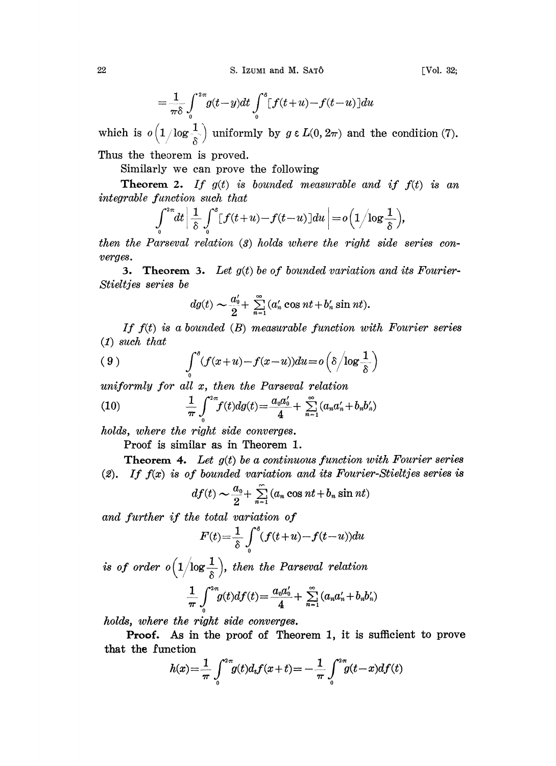$$= \frac{1}{\pi\delta}\int_0^{2\pi} g(t-y)dt \int_0^{\delta} [f(t+u)-f(t-u)]du$$

which is $o\left(1\Big/\log\frac{1}{\delta}\right)$ uniformly by $g \in L(0, 2\pi)$ and the condition (7). Thus the theorem is proved.

Similarly we can prove the following

**Theorem 2.** *If $g(t)$ is bounded measurable and if $f(t)$ is an integrable function such that*

$$\int_0^{2\pi} dt \left| \frac{1}{\delta}\int_0^{\delta} [f(t+u)-f(t-u)]du \right| = o\left(1\Big/\log\frac{1}{\delta}\right),$$

*then the Parseval relation (3) holds where the right side series converges.*

**3. Theorem 3.** *Let $g(t)$ be of bounded variation and its Fourier-Stieltjes series be*

$$dg(t) \sim \frac{a_0'}{2} + \sum_{n=1}^{\infty} (a_n' \cos nt + b_n' \sin nt).$$

*If $f(t)$ is a bounded (B) measurable function with Fourier series (1) such that*

$$(9) \qquad \int_0^{\delta} (f(x+u)-f(x-u))du = o\left(\delta\Big/\log\frac{1}{\delta}\right)$$

*uniformly for all $x$, then the Parseval relation*

$$(10) \qquad \frac{1}{\pi}\int_0^{2\pi} f(t)dg(t) = \frac{a_0 a_0'}{4} + \sum_{n=1}^{\infty} (a_n a_n' + b_n b_n')$$

*holds, where the right side converges.*

Proof is similar as in Theorem 1.

**Theorem 4.** *Let $g(t)$ be a continuous function with Fourier series (2). If $f(x)$ is of bounded variation and its Fourier-Stieltjes series is*

$$df(t) \sim \frac{a_0}{2} + \sum_{n=1}^{\infty} (a_n \cos nt + b_n \sin nt)$$

*and further if the total variation of*

$$F(t) = \frac{1}{\delta}\int_0^{\delta} (f(t+u)-f(t-u))du$$

*is of order $o\left(1\Big/\log\frac{1}{\delta}\right)$, then the Parseval relation*

$$\frac{1}{\pi}\int_0^{2\pi} g(t)df(t) = \frac{a_0 a_0'}{4} + \sum_{n=1}^{\infty} (a_n a_n' + b_n b_n')$$

*holds, where the right side converges.*

**Proof.** As in the proof of Theorem 1, it is sufficient to prove that the function

$$h(x) = \frac{1}{\pi}\int_0^{2\pi} g(t)d_t f(x+t) = -\frac{1}{\pi}\int_0^{2\pi} g(t-x)df(t)$$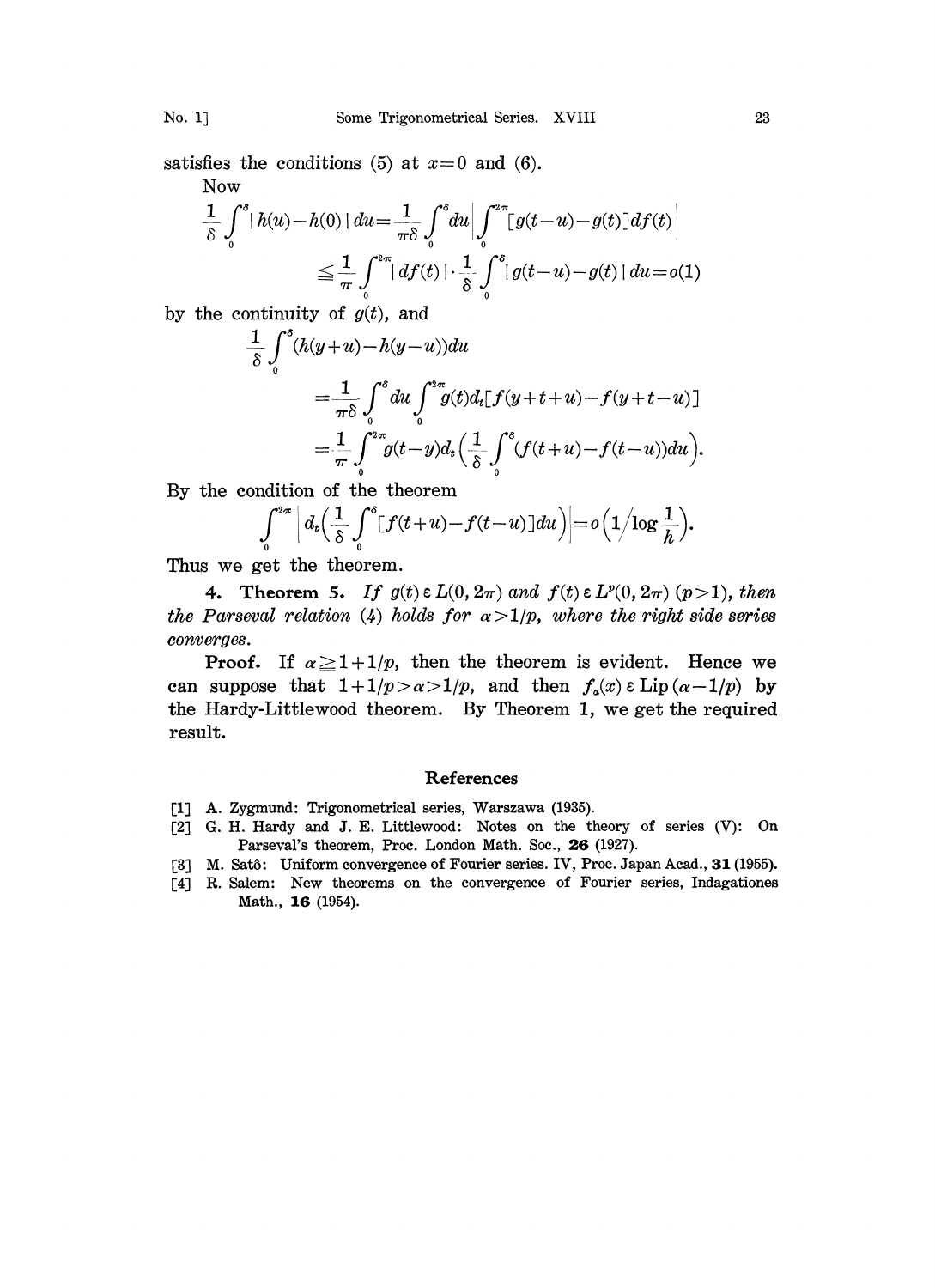satisfies the conditions (5) at $x=0$ and (6).

Now

$$\frac{1}{\delta}\int_0^\delta |h(u)-h(0)|\,du=\frac{1}{\pi\delta}\int_0^\delta du\left|\int_0^{2\pi}[g(t-u)-g(t)]df(t)\right|$$

$$\leqq \frac{1}{\pi}\int_0^{2\pi}|df(t)|\cdot\frac{1}{\delta}\int_0^\delta |g(t-u)-g(t)|\,du=o(1)$$

by the continuity of $g(t)$, and

$$\frac{1}{\delta}\int_0^\delta (h(y+u)-h(y-u))du$$

$$=\frac{1}{\pi\delta}\int_0^\delta du\int_0^{2\pi} g(t)d_t[f(y+t+u)-f(y+t-u)]$$

$$=\frac{1}{\pi}\int_0^{2\pi} g(t-y)d_t\left(\frac{1}{\delta}\int_0^\delta (f(t+u)-f(t-u))du\right).$$

By the condition of the theorem

$$\int_0^{2\pi}\left|d_t\left(\frac{1}{\delta}\int_0^\delta [f(t+u)-f(t-u)]du\right)\right|=o\left(1\Big/\log\frac{1}{h}\right).$$

Thus we get the theorem.

**4. Theorem 5.** *If $g(t)\in L(0,2\pi)$ and $f(t)\in L^p(0,2\pi)$ $(p>1)$, then the Parseval relation (4) holds for $\alpha>1/p$, where the right side series converges.*

**Proof.** If $\alpha\geqq 1+1/p$, then the theorem is evident. Hence we can suppose that $1+1/p>\alpha>1/p$, and then $f_\alpha(x)\in \mathrm{Lip}\,(\alpha-1/p)$ by the Hardy-Littlewood theorem. By Theorem 1, we get the required result.

## References

[1] A. Zygmund: Trigonometrical series, Warszawa (1935).

[2] G. H. Hardy and J. E. Littlewood: Notes on the theory of series (V): On Parseval's theorem, Proc. London Math. Soc., **26** (1927).

[3] M. Satô: Uniform convergence of Fourier series. IV, Proc. Japan Acad., **31** (1955).

[4] R. Salem: New theorems on the convergence of Fourier series, Indagationes Math., **16** (1954).